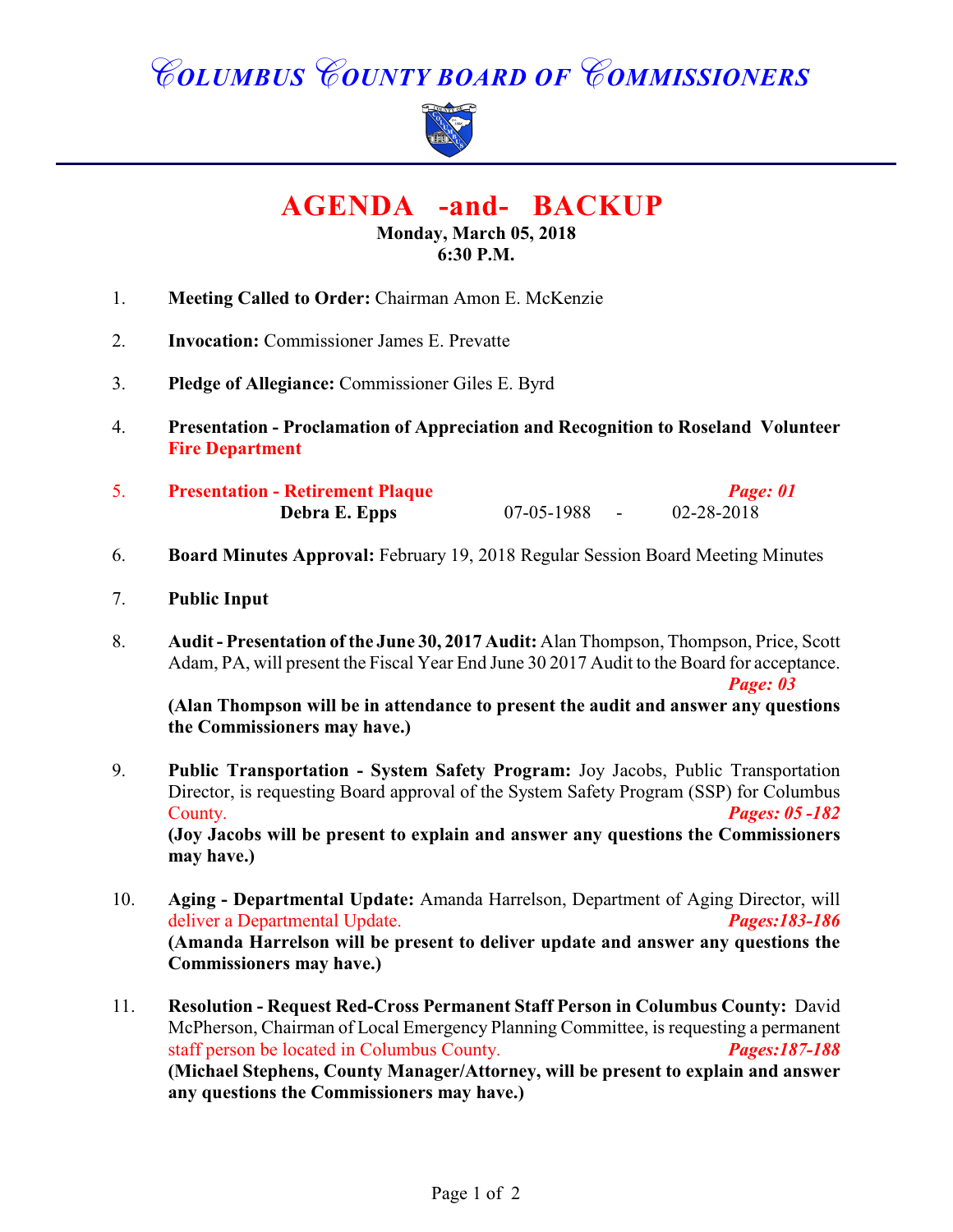# COLUMBUS COUNTY BOARD OF COMMISSIONERS

## AGENDA -and- BACKUP

**Monday, March 05, 2018**
**6:30 P.M.**

1. **Meeting Called to Order:** Chairman Amon E. McKenzie

2. **Invocation:** Commissioner James E. Prevatte

3. **Pledge of Allegiance:** Commissioner Giles E. Byrd

4. **Presentation - Proclamation of Appreciation and Recognition to Roseland Volunteer Fire Department**

5. **Presentation - Retirement Plaque** *Page: 01*
   **Debra E. Epps** 07-05-1988 - 02-28-2018

6. **Board Minutes Approval:** February 19, 2018 Regular Session Board Meeting Minutes

7. **Public Input**

8. **Audit - Presentation of the June 30, 2017 Audit:** Alan Thompson, Thompson, Price, Scott Adam, PA, will present the Fiscal Year End June 30 2017 Audit to the Board for acceptance. *Page: 03*
   **(Alan Thompson will be in attendance to present the audit and answer any questions the Commissioners may have.)**

9. **Public Transportation - System Safety Program:** Joy Jacobs, Public Transportation Director, is requesting Board approval of the System Safety Program (SSP) for Columbus County. *Pages: 05 -182*
   **(Joy Jacobs will be present to explain and answer any questions the Commissioners may have.)**

10. **Aging - Departmental Update:** Amanda Harrelson, Department of Aging Director, will deliver a Departmental Update. *Pages:183-186*
    **(Amanda Harrelson will be present to deliver update and answer any questions the Commissioners may have.)**

11. **Resolution - Request Red-Cross Permanent Staff Person in Columbus County:** David McPherson, Chairman of Local Emergency Planning Committee, is requesting a permanent staff person be located in Columbus County. *Pages:187-188*
    **(Michael Stephens, County Manager/Attorney, will be present to explain and answer any questions the Commissioners may have.)**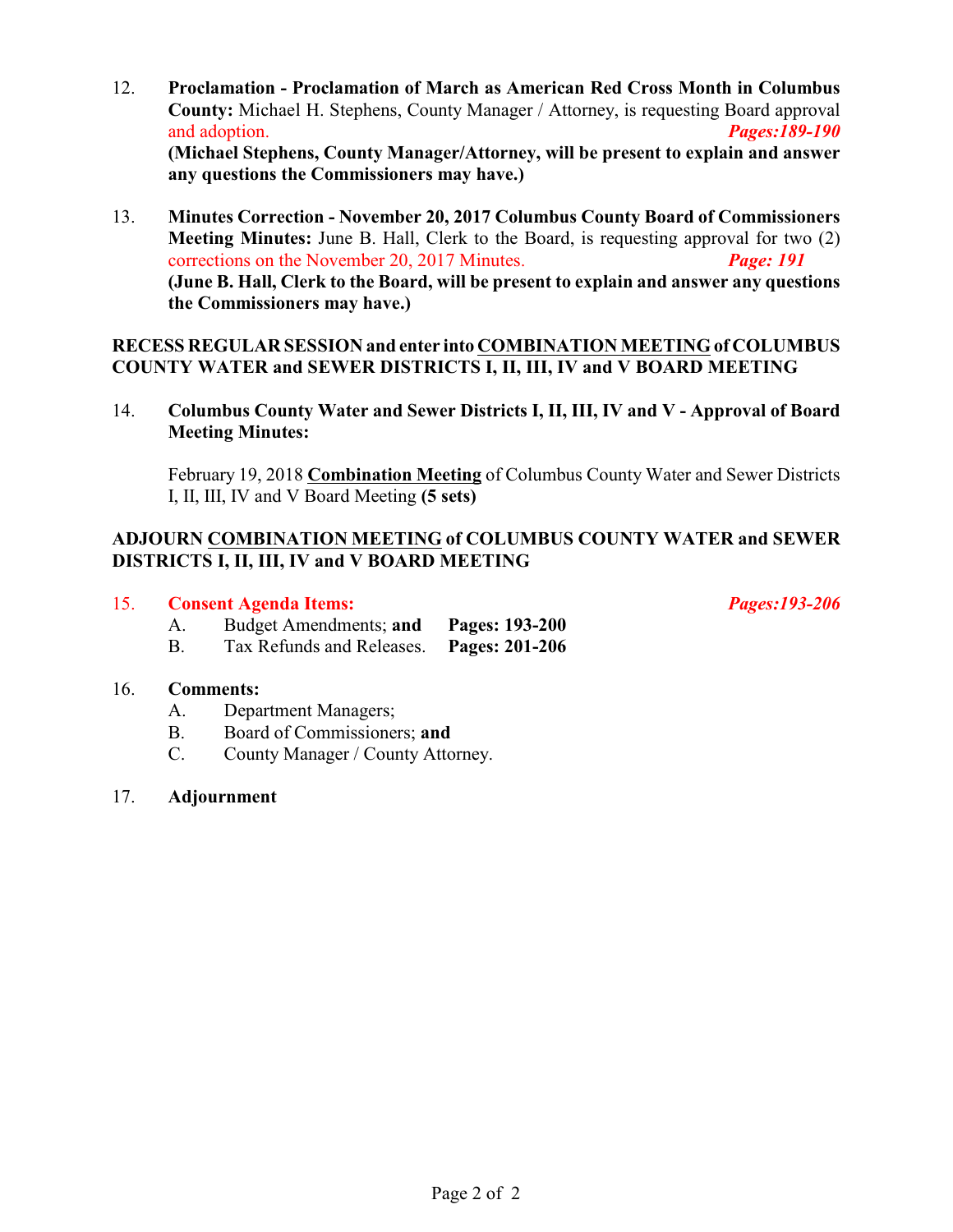12. **Proclamation - Proclamation of March as American Red Cross Month in Columbus County:** Michael H. Stephens, County Manager / Attorney, is requesting Board approval and adoption. ***Pages:189-190***
**(Michael Stephens, County Manager/Attorney, will be present to explain and answer any questions the Commissioners may have.)**

13. **Minutes Correction - November 20, 2017 Columbus County Board of Commissioners Meeting Minutes:** June B. Hall, Clerk to the Board, is requesting approval for two (2) corrections on the November 20, 2017 Minutes. ***Page: 191***
**(June B. Hall, Clerk to the Board, will be present to explain and answer any questions the Commissioners may have.)**

**RECESS REGULAR SESSION and enter into <u>COMBINATION MEETING</u> of COLUMBUS COUNTY WATER and SEWER DISTRICTS I, II, III, IV and V BOARD MEETING**

14. **Columbus County Water and Sewer Districts I, II, III, IV and V - Approval of Board Meeting Minutes:**

    February 19, 2018 **<u>Combination Meeting</u>** of Columbus County Water and Sewer Districts I, II, III, IV and V Board Meeting **(5 sets)**

**ADJOURN <u>COMBINATION MEETING</u> of COLUMBUS COUNTY WATER and SEWER DISTRICTS I, II, III, IV and V BOARD MEETING**

15. **Consent Agenda Items:** ***Pages:193-206***
    - A. Budget Amendments; **and** **Pages: 193-200**
    - B. Tax Refunds and Releases. **Pages: 201-206**

16. **Comments:**
    - A. Department Managers;
    - B. Board of Commissioners; **and**
    - C. County Manager / County Attorney.

17. **Adjournment**